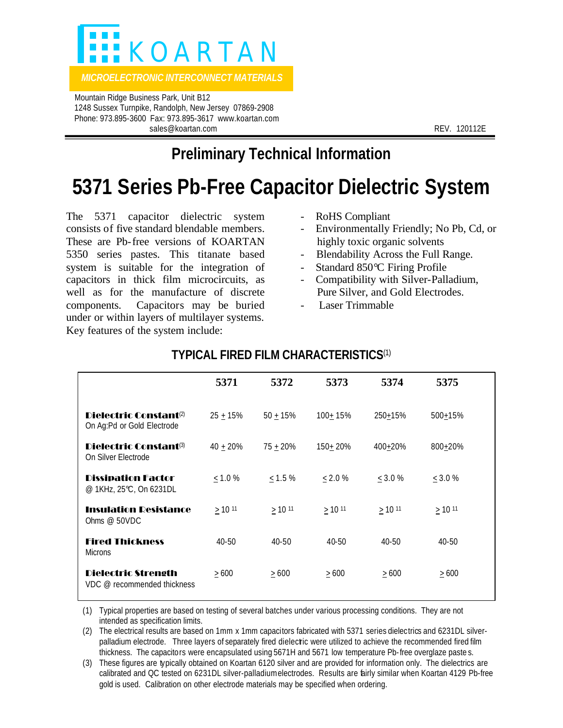# KOARTAN

*MICROELECTRONIC INTERCONNECT MATERIALS*

Mountain Ridge Business Park, Unit B12
1248 Sussex Turnpike, Randolph, New Jersey 07869-2908
Phone: 973.895-3600 Fax: 973.895-3617 www.koartan.com
sales@koartan.com

REV. 120112E

## Preliminary Technical Information

# 5371 Series Pb-Free Capacitor Dielectric System

The 5371 capacitor dielectric system consists of five standard blendable members. These are Pb-free versions of KOARTAN 5350 series pastes. This titanate based system is suitable for the integration of capacitors in thick film microcircuits, as well as for the manufacture of discrete components. Capacitors may be buried under or within layers of multilayer systems. Key features of the system include:

- RoHS Compliant
- Environmentally Friendly; No Pb, Cd, or highly toxic organic solvents
- Blendability Across the Full Range.
- Standard 850°C Firing Profile
- Compatibility with Silver-Palladium, Pure Silver, and Gold Electrodes.
- Laser Trimmable

### TYPICAL FIRED FILM CHARACTERISTICS(1)

| | 5371 | 5372 | 5373 | 5374 | 5375 |
|---|---|---|---|---|---|
| **Dielectric Constant**(2) On Ag:Pd or Gold Electrode | 25 ± 15% | 50 ± 15% | 100± 15% | 250±15% | 500±15% |
| **Dielectric Constant**(3) On Silver Electrode | 40 ± 20% | 75 ± 20% | 150± 20% | 400±20% | 800±20% |
| **Dissipation Factor** @ 1KHz, 25°C, On 6231DL | ≤ 1.0 % | ≤ 1.5 % | ≤ 2.0 % | ≤ 3.0 % | ≤ 3.0 % |
| **Insulation Resistance** Ohms @ 50VDC | ≥ $10^{11}$ | ≥ $10^{11}$ | ≥ $10^{11}$ | ≥ $10^{11}$ | ≥ $10^{11}$ |
| **Fired Thickness** Microns | 40-50 | 40-50 | 40-50 | 40-50 | 40-50 |
| **Dielectric Strength** VDC @ recommended thickness | ≥ 600 | ≥ 600 | ≥ 600 | ≥ 600 | ≥ 600 |

(1) Typical properties are based on testing of several batches under various processing conditions. They are not intended as specification limits.

(2) The electrical results are based on 1mm x 1mm capacitors fabricated with 5371 series dielectrics and 6231DL silver-palladium electrode. Three layers of separately fired dielectric were utilized to achieve the recommended fired film thickness. The capacitors were encapsulated using 5671H and 5671 low temperature Pb-free overglaze pastes.

(3) These figures are typically obtained on Koartan 6120 silver and are provided for information only. The dielectrics are calibrated and QC tested on 6231DL silver-palladium electrodes. Results are fairly similar when Koartan 4129 Pb-free gold is used. Calibration on other electrode materials may be specified when ordering.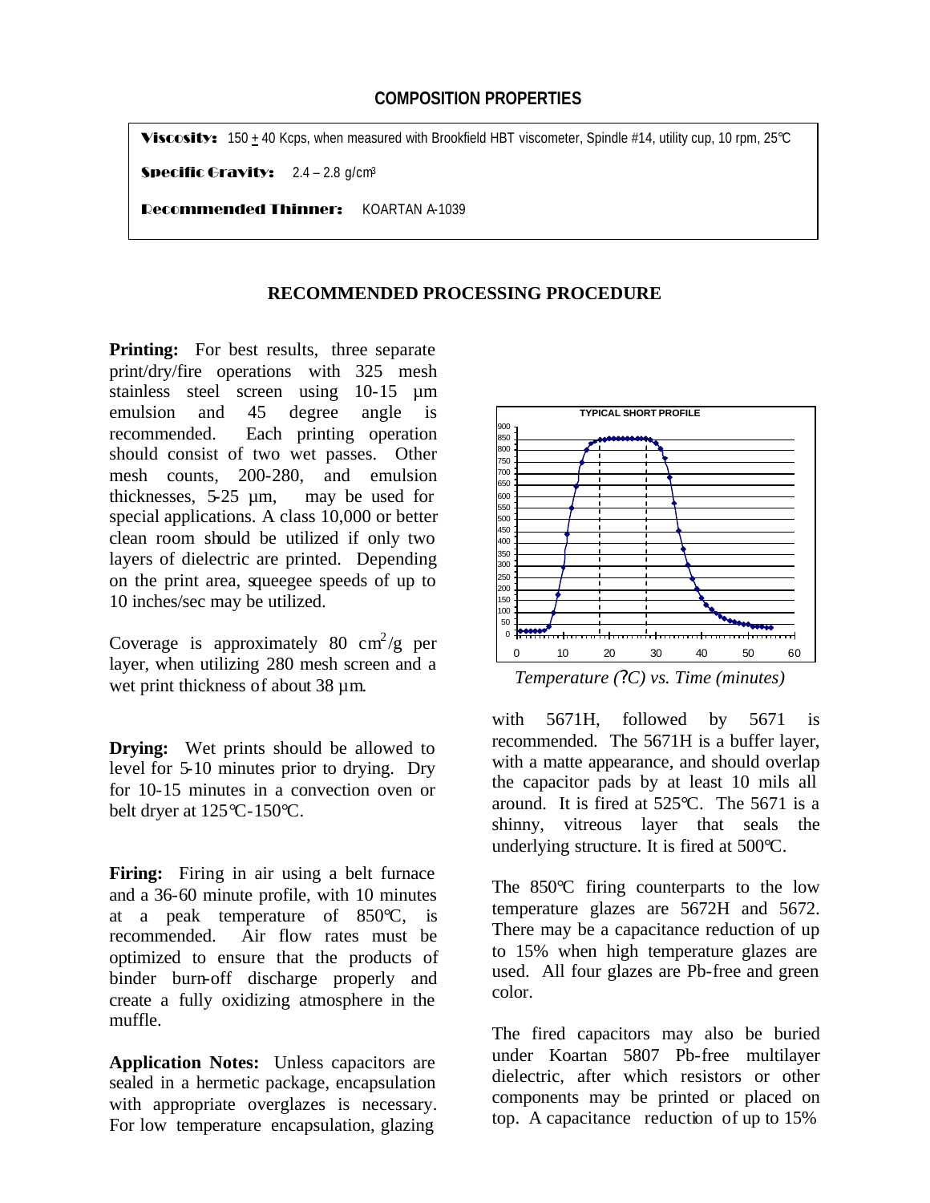## COMPOSITION PROPERTIES

**Viscosity:** 150 ± 40 Kcps, when measured with Brookfield HBT viscometer, Spindle #14, utility cup, 10 rpm, 25°C

**Specific Gravity:** 2.4 – 2.8 g/cm³

**Recommended Thinner:** KOARTAN A-1039

## RECOMMENDED PROCESSING PROCEDURE

**Printing:** For best results, three separate print/dry/fire operations with 325 mesh stainless steel screen using 10-15 µm emulsion and 45 degree angle is recommended. Each printing operation should consist of two wet passes. Other mesh counts, 200-280, and emulsion thicknesses, 5-25 µm, may be used for special applications. A class 10,000 or better clean room should be utilized if only two layers of dielectric are printed. Depending on the print area, squeegee speeds of up to 10 inches/sec may be utilized.

Coverage is approximately 80 $cm^2$/g per layer, when utilizing 280 mesh screen and a wet print thickness of about 38 µm.

**Drying:** Wet prints should be allowed to level for 5-10 minutes prior to drying. Dry for 10-15 minutes in a convection oven or belt dryer at 125°C-150°C.

**Firing:** Firing in air using a belt furnace and a 36-60 minute profile, with 10 minutes at a peak temperature of 850°C, is recommended. Air flow rates must be optimized to ensure that the products of binder burn-off discharge properly and create a fully oxidizing atmosphere in the muffle.

TYPICAL SHORT PROFILE

*Temperature (?C) vs. Time (minutes)*

**Application Notes:** Unless capacitors are sealed in a hermetic package, encapsulation with appropriate overglazes is necessary. For low temperature encapsulation, glazing with 5671H, followed by 5671 is recommended. The 5671H is a buffer layer, with a matte appearance, and should overlap the capacitor pads by at least 10 mils all around. It is fired at 525°C. The 5671 is a shinny, vitreous layer that seals the underlying structure. It is fired at 500°C.

The 850°C firing counterparts to the low temperature glazes are 5672H and 5672. There may be a capacitance reduction of up to 15% when high temperature glazes are used. All four glazes are Pb-free and green color.

The fired capacitors may also be buried under Koartan 5807 Pb-free multilayer dielectric, after which resistors or other components may be printed or placed on top. A capacitance reduction of up to 15%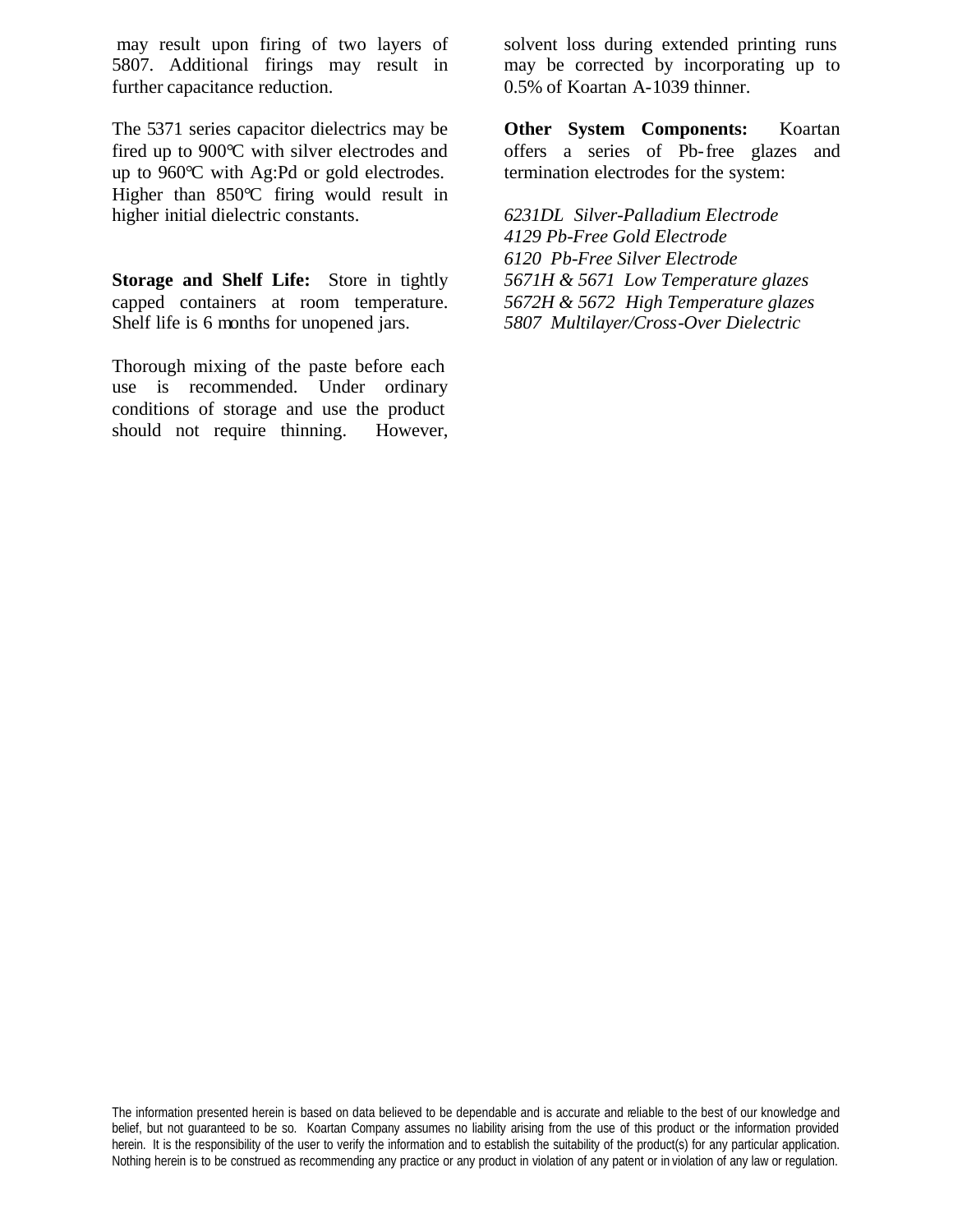may result upon firing of two layers of 5807. Additional firings may result in further capacitance reduction.

The 5371 series capacitor dielectrics may be fired up to 900°C with silver electrodes and up to 960°C with Ag:Pd or gold electrodes. Higher than 850°C firing would result in higher initial dielectric constants.

**Storage and Shelf Life:** Store in tightly capped containers at room temperature. Shelf life is 6 months for unopened jars.

Thorough mixing of the paste before each use is recommended. Under ordinary conditions of storage and use the product should not require thinning. However, solvent loss during extended printing runs may be corrected by incorporating up to 0.5% of Koartan A-1039 thinner.

**Other System Components:** Koartan offers a series of Pb-free glazes and termination electrodes for the system:

*6231DL Silver-Palladium Electrode*
*4129 Pb-Free Gold Electrode*
*6120 Pb-Free Silver Electrode*
*5671H & 5671 Low Temperature glazes*
*5672H & 5672 High Temperature glazes*
*5807 Multilayer/Cross-Over Dielectric*

The information presented herein is based on data believed to be dependable and is accurate and reliable to the best of our knowledge and belief, but not guaranteed to be so. Koartan Company assumes no liability arising from the use of this product or the information provided herein. It is the responsibility of the user to verify the information and to establish the suitability of the product(s) for any particular application. Nothing herein is to be construed as recommending any practice or any product in violation of any patent or in violation of any law or regulation.